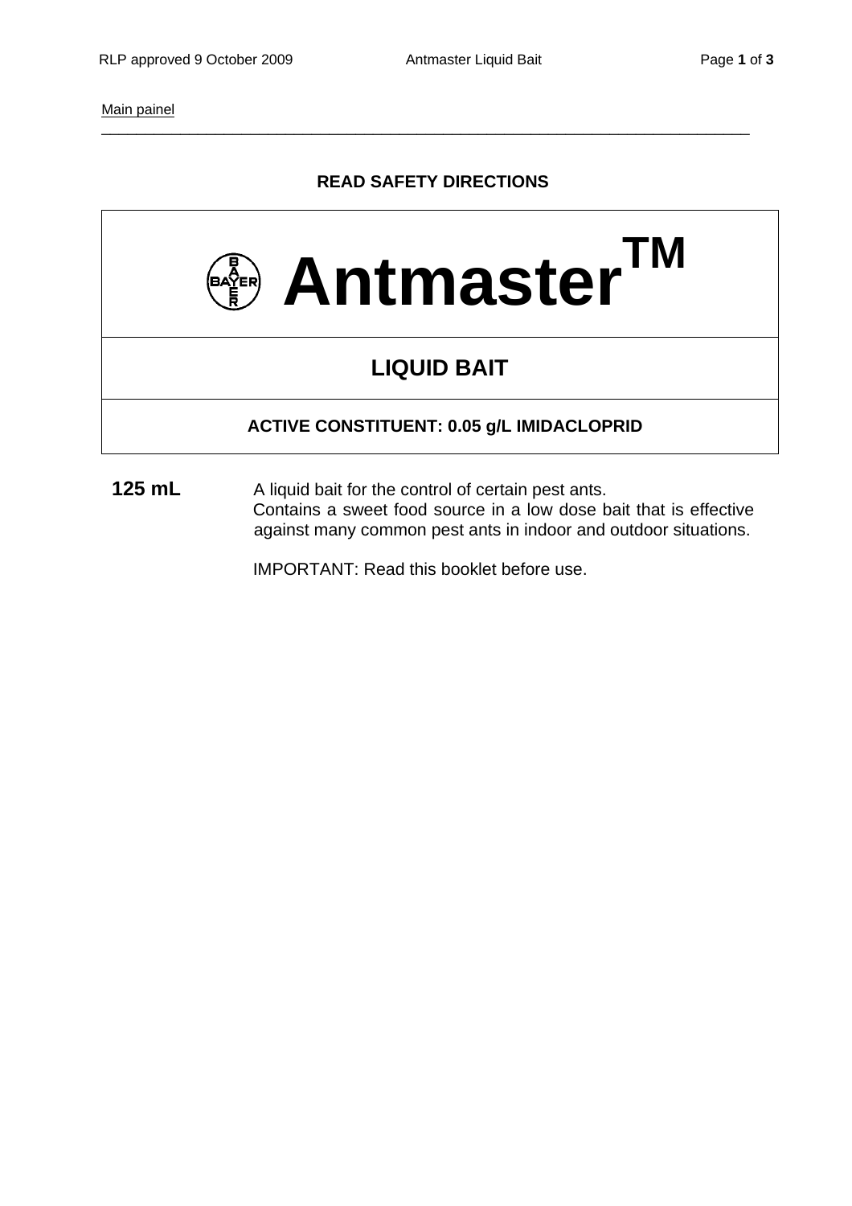Main painel

---

**READ SAFETY DIRECTIONS**

# Antmaster™

## LIQUID BAIT

**ACTIVE CONSTITUENT: 0.05 g/L IMIDACLOPRID**

**125 mL**

A liquid bait for the control of certain pest ants.
Contains a sweet food source in a low dose bait that is effective against many common pest ants in indoor and outdoor situations.

IMPORTANT: Read this booklet before use.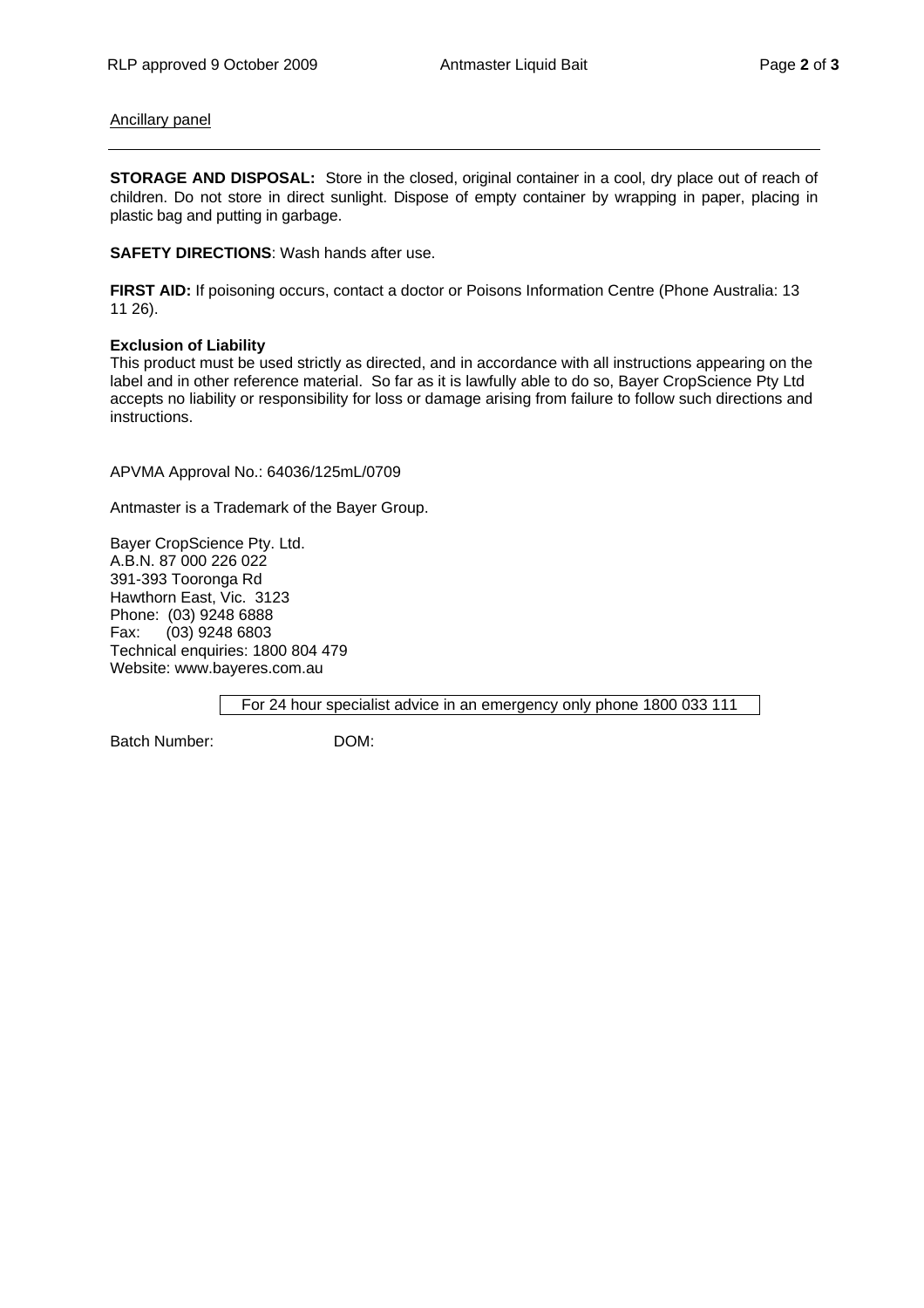Ancillary panel

---

**STORAGE AND DISPOSAL:** Store in the closed, original container in a cool, dry place out of reach of children. Do not store in direct sunlight. Dispose of empty container by wrapping in paper, placing in plastic bag and putting in garbage.

**SAFETY DIRECTIONS**: Wash hands after use.

**FIRST AID:** If poisoning occurs, contact a doctor or Poisons Information Centre (Phone Australia: 13 11 26).

**Exclusion of Liability**
This product must be used strictly as directed, and in accordance with all instructions appearing on the label and in other reference material. So far as it is lawfully able to do so, Bayer CropScience Pty Ltd accepts no liability or responsibility for loss or damage arising from failure to follow such directions and instructions.

APVMA Approval No.: 64036/125mL/0709

Antmaster is a Trademark of the Bayer Group.

Bayer CropScience Pty. Ltd.
A.B.N. 87 000 226 022
391-393 Tooronga Rd
Hawthorn East, Vic. 3123
Phone: (03) 9248 6888
Fax: (03) 9248 6803
Technical enquiries: 1800 804 479
Website: www.bayeres.com.au

For 24 hour specialist advice in an emergency only phone 1800 033 111

Batch Number: DOM: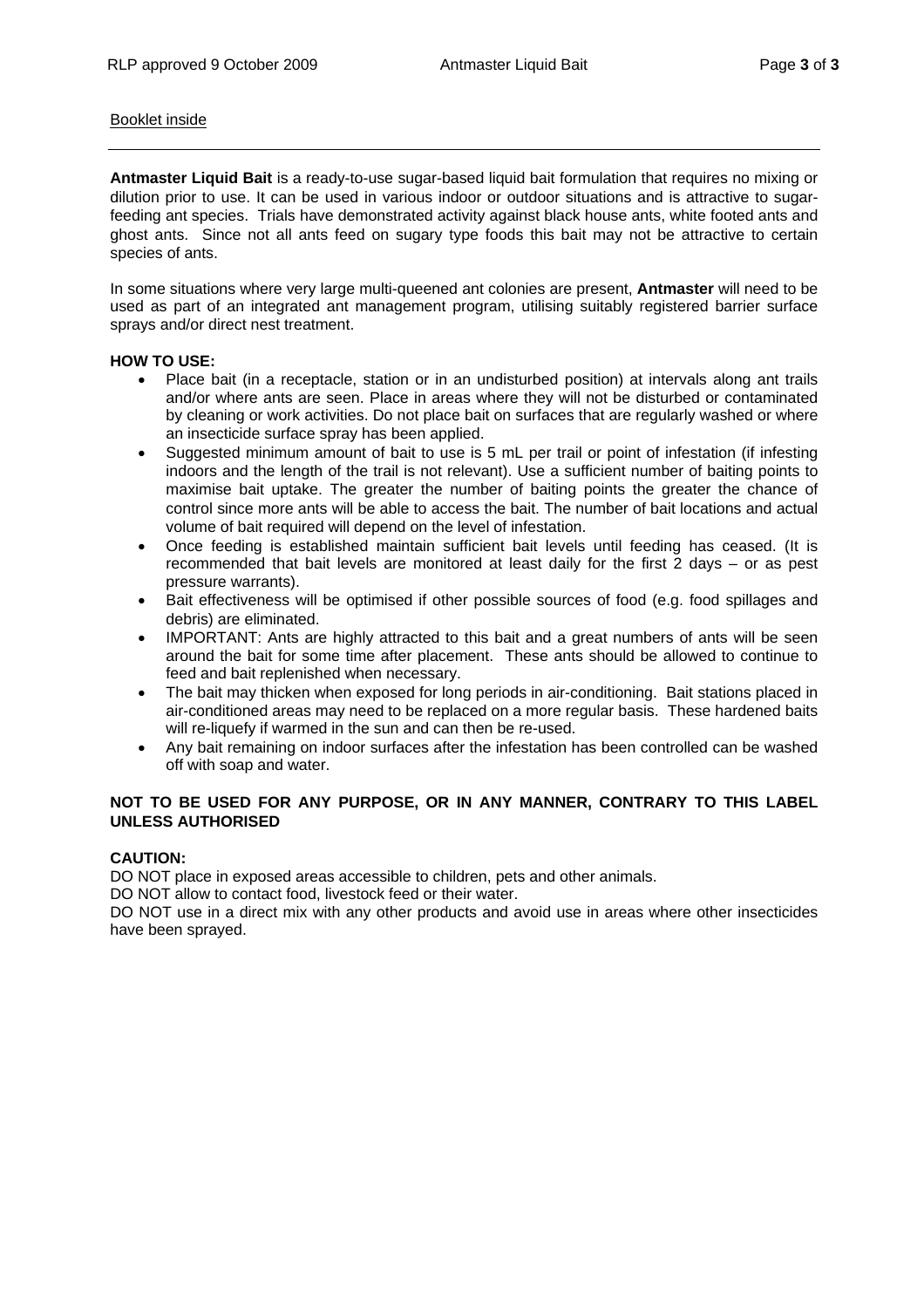Booklet inside

---

**Antmaster Liquid Bait** is a ready-to-use sugar-based liquid bait formulation that requires no mixing or dilution prior to use. It can be used in various indoor or outdoor situations and is attractive to sugar-feeding ant species. Trials have demonstrated activity against black house ants, white footed ants and ghost ants. Since not all ants feed on sugary type foods this bait may not be attractive to certain species of ants.

In some situations where very large multi-queened ant colonies are present, **Antmaster** will need to be used as part of an integrated ant management program, utilising suitably registered barrier surface sprays and/or direct nest treatment.

**HOW TO USE:**

- Place bait (in a receptacle, station or in an undisturbed position) at intervals along ant trails and/or where ants are seen. Place in areas where they will not be disturbed or contaminated by cleaning or work activities. Do not place bait on surfaces that are regularly washed or where an insecticide surface spray has been applied.
- Suggested minimum amount of bait to use is 5 mL per trail or point of infestation (if infesting indoors and the length of the trail is not relevant). Use a sufficient number of baiting points to maximise bait uptake. The greater the number of baiting points the greater the chance of control since more ants will be able to access the bait. The number of bait locations and actual volume of bait required will depend on the level of infestation.
- Once feeding is established maintain sufficient bait levels until feeding has ceased. (It is recommended that bait levels are monitored at least daily for the first 2 days – or as pest pressure warrants).
- Bait effectiveness will be optimised if other possible sources of food (e.g. food spillages and debris) are eliminated.
- IMPORTANT: Ants are highly attracted to this bait and a great numbers of ants will be seen around the bait for some time after placement. These ants should be allowed to continue to feed and bait replenished when necessary.
- The bait may thicken when exposed for long periods in air-conditioning. Bait stations placed in air-conditioned areas may need to be replaced on a more regular basis. These hardened baits will re-liquefy if warmed in the sun and can then be re-used.
- Any bait remaining on indoor surfaces after the infestation has been controlled can be washed off with soap and water.

**NOT TO BE USED FOR ANY PURPOSE, OR IN ANY MANNER, CONTRARY TO THIS LABEL UNLESS AUTHORISED**

**CAUTION:**

DO NOT place in exposed areas accessible to children, pets and other animals.

DO NOT allow to contact food, livestock feed or their water.

DO NOT use in a direct mix with any other products and avoid use in areas where other insecticides have been sprayed.